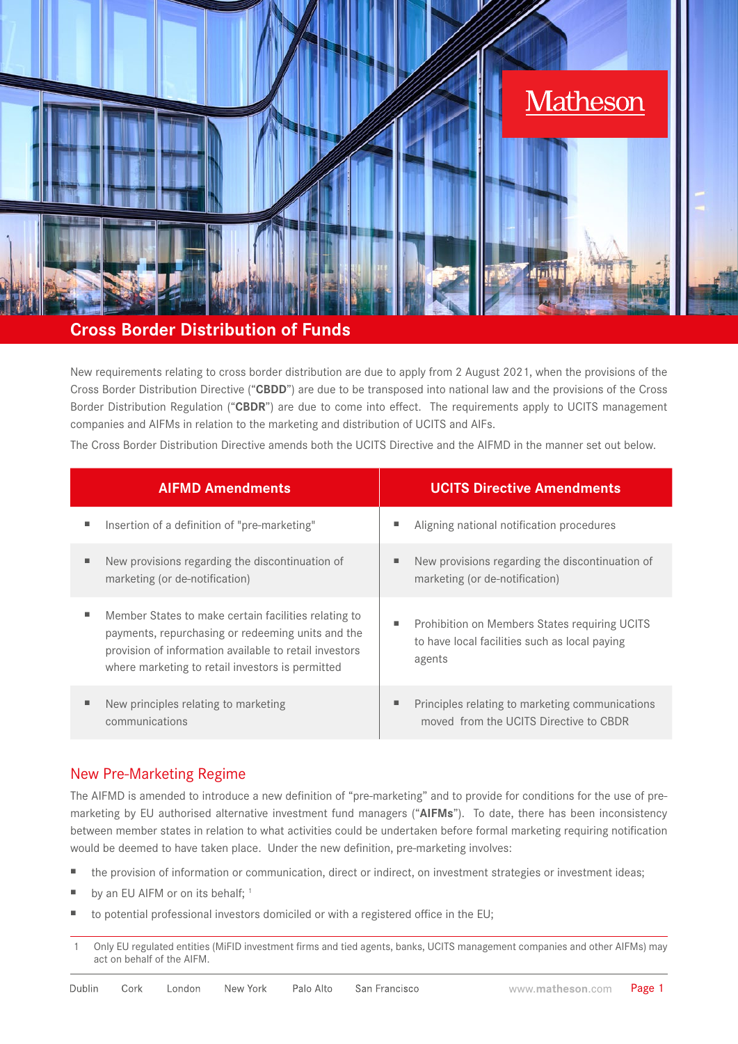# Cross Border Distribution of Funds

New requirements relating to cross border distribution are due to apply from 2 August 2021, when the provisions of the Cross Border Distribution Directive ("**CBDD**") are due to be transposed into national law and the provisions of the Cross Border Distribution Regulation ("**CBDR**") are due to come into effect. The requirements apply to UCITS management companies and AIFMs in relation to the marketing and distribution of UCITS and AIFs.

The Cross Border Distribution Directive amends both the UCITS Directive and the AIFMD in the manner set out below.

| AIFMD Amendments | UCITS Directive Amendments |
|---|---|
| ▪ Insertion of a definition of "pre-marketing" | ▪ Aligning national notification procedures |
| ▪ New provisions regarding the discontinuation of marketing (or de-notification) | ▪ New provisions regarding the discontinuation of marketing (or de-notification) |
| ▪ Member States to make certain facilities relating to payments, repurchasing or redeeming units and the provision of information available to retail investors where marketing to retail investors is permitted | ▪ Prohibition on Members States requiring UCITS to have local facilities such as local paying agents |
| ▪ New principles relating to marketing communications | ▪ Principles relating to marketing communications moved from the UCITS Directive to CBDR |

## New Pre-Marketing Regime

The AIFMD is amended to introduce a new definition of "pre-marketing" and to provide for conditions for the use of pre-marketing by EU authorised alternative investment fund managers ("**AIFMs**"). To date, there has been inconsistency between member states in relation to what activities could be undertaken before formal marketing requiring notification would be deemed to have taken place. Under the new definition, pre-marketing involves:

- the provision of information or communication, direct or indirect, on investment strategies or investment ideas;
- by an EU AIFM or on its behalf; [1]
- to potential professional investors domiciled or with a registered office in the EU;

1 Only EU regulated entities (MiFID investment firms and tied agents, banks, UCITS management companies and other AIFMs) may act on behalf of the AIFM.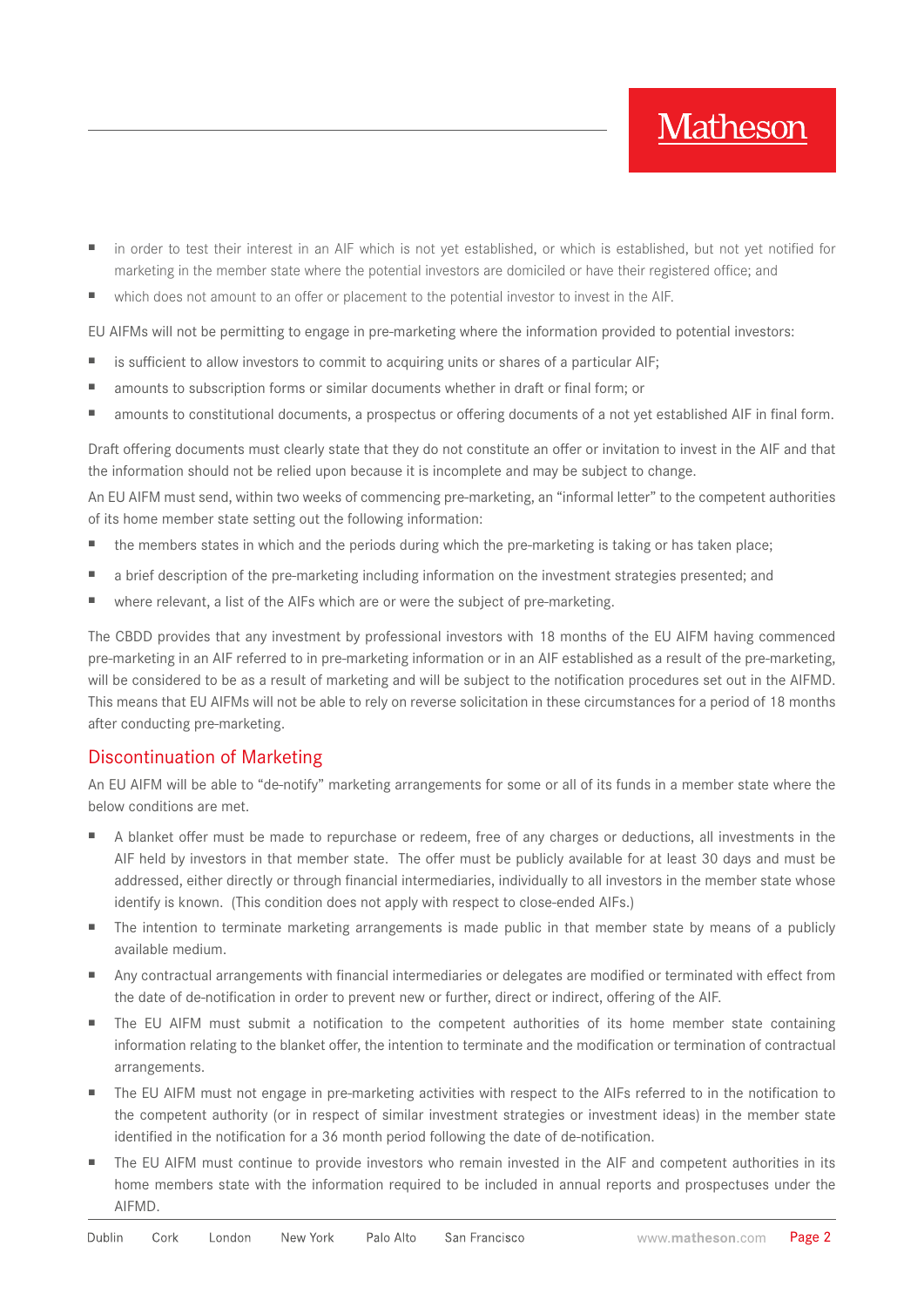- in order to test their interest in an AIF which is not yet established, or which is established, but not yet notified for marketing in the member state where the potential investors are domiciled or have their registered office; and
- which does not amount to an offer or placement to the potential investor to invest in the AIF.

EU AIFMs will not be permitting to engage in pre-marketing where the information provided to potential investors:

- is sufficient to allow investors to commit to acquiring units or shares of a particular AIF;
- amounts to subscription forms or similar documents whether in draft or final form; or
- amounts to constitutional documents, a prospectus or offering documents of a not yet established AIF in final form.

Draft offering documents must clearly state that they do not constitute an offer or invitation to invest in the AIF and that the information should not be relied upon because it is incomplete and may be subject to change.

An EU AIFM must send, within two weeks of commencing pre-marketing, an "informal letter" to the competent authorities of its home member state setting out the following information:

- the members states in which and the periods during which the pre-marketing is taking or has taken place;
- a brief description of the pre-marketing including information on the investment strategies presented; and
- where relevant, a list of the AIFs which are or were the subject of pre-marketing.

The CBDD provides that any investment by professional investors with 18 months of the EU AIFM having commenced pre-marketing in an AIF referred to in pre-marketing information or in an AIF established as a result of the pre-marketing, will be considered to be as a result of marketing and will be subject to the notification procedures set out in the AIFMD. This means that EU AIFMs will not be able to rely on reverse solicitation in these circumstances for a period of 18 months after conducting pre-marketing.

## Discontinuation of Marketing

An EU AIFM will be able to "de-notify" marketing arrangements for some or all of its funds in a member state where the below conditions are met.

- A blanket offer must be made to repurchase or redeem, free of any charges or deductions, all investments in the AIF held by investors in that member state. The offer must be publicly available for at least 30 days and must be addressed, either directly or through financial intermediaries, individually to all investors in the member state whose identify is known. (This condition does not apply with respect to close-ended AIFs.)
- The intention to terminate marketing arrangements is made public in that member state by means of a publicly available medium.
- Any contractual arrangements with financial intermediaries or delegates are modified or terminated with effect from the date of de-notification in order to prevent new or further, direct or indirect, offering of the AIF.
- The EU AIFM must submit a notification to the competent authorities of its home member state containing information relating to the blanket offer, the intention to terminate and the modification or termination of contractual arrangements.
- The EU AIFM must not engage in pre-marketing activities with respect to the AIFs referred to in the notification to the competent authority (or in respect of similar investment strategies or investment ideas) in the member state identified in the notification for a 36 month period following the date of de-notification.
- The EU AIFM must continue to provide investors who remain invested in the AIF and competent authorities in its home members state with the information required to be included in annual reports and prospectuses under the AIFMD.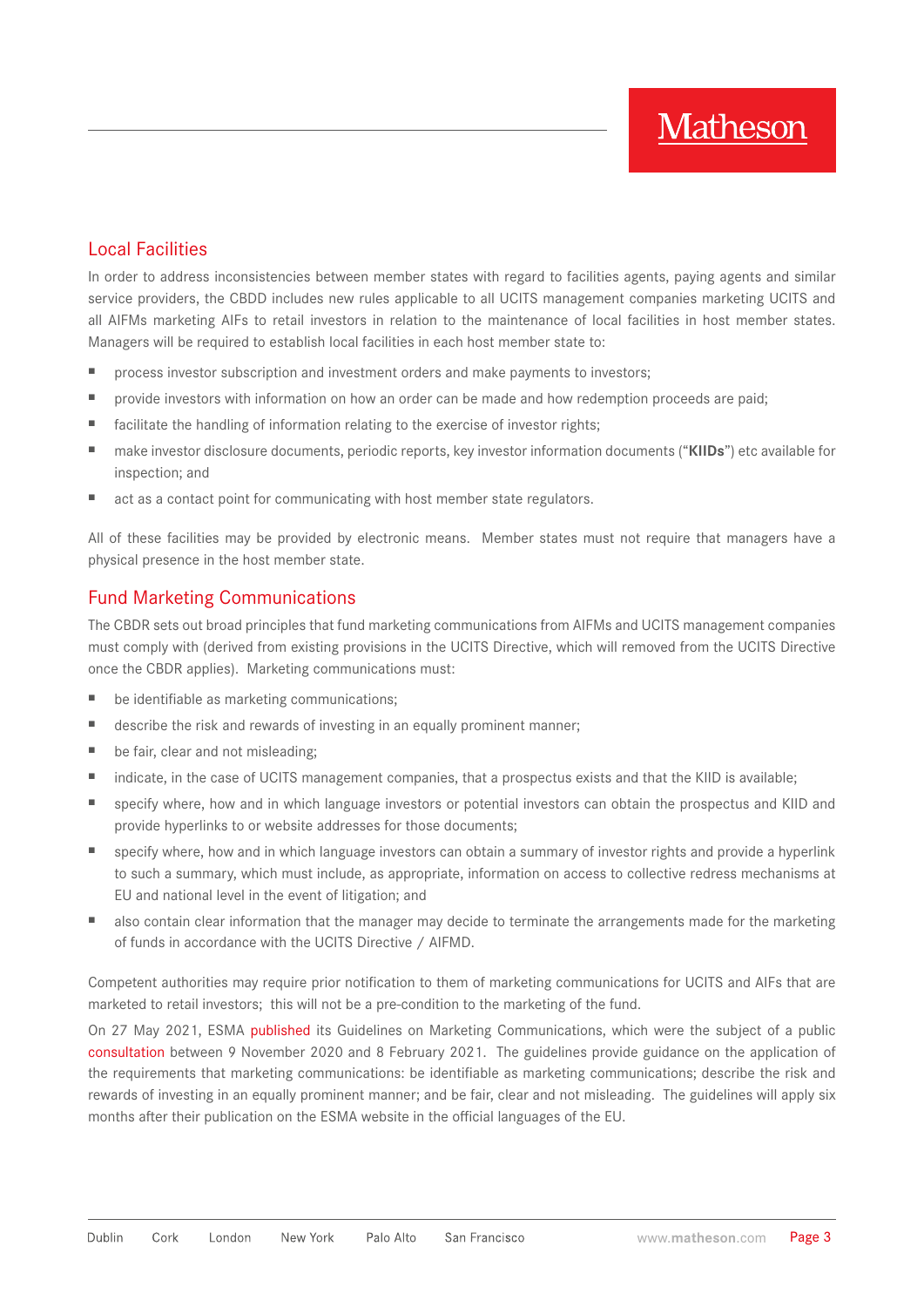## Local Facilities

In order to address inconsistencies between member states with regard to facilities agents, paying agents and similar service providers, the CBDD includes new rules applicable to all UCITS management companies marketing UCITS and all AIFMs marketing AIFs to retail investors in relation to the maintenance of local facilities in host member states. Managers will be required to establish local facilities in each host member state to:

- process investor subscription and investment orders and make payments to investors;
- provide investors with information on how an order can be made and how redemption proceeds are paid;
- facilitate the handling of information relating to the exercise of investor rights;
- make investor disclosure documents, periodic reports, key investor information documents ("**KIIDs**") etc available for inspection; and
- act as a contact point for communicating with host member state regulators.

All of these facilities may be provided by electronic means. Member states must not require that managers have a physical presence in the host member state.

## Fund Marketing Communications

The CBDR sets out broad principles that fund marketing communications from AIFMs and UCITS management companies must comply with (derived from existing provisions in the UCITS Directive, which will removed from the UCITS Directive once the CBDR applies). Marketing communications must:

- be identifiable as marketing communications;
- describe the risk and rewards of investing in an equally prominent manner;
- be fair, clear and not misleading;
- indicate, in the case of UCITS management companies, that a prospectus exists and that the KIID is available;
- specify where, how and in which language investors or potential investors can obtain the prospectus and KIID and provide hyperlinks to or website addresses for those documents;
- specify where, how and in which language investors can obtain a summary of investor rights and provide a hyperlink to such a summary, which must include, as appropriate, information on access to collective redress mechanisms at EU and national level in the event of litigation; and
- also contain clear information that the manager may decide to terminate the arrangements made for the marketing of funds in accordance with the UCITS Directive / AIFMD.

Competent authorities may require prior notification to them of marketing communications for UCITS and AIFs that are marketed to retail investors; this will not be a pre-condition to the marketing of the fund.

On 27 May 2021, ESMA published its Guidelines on Marketing Communications, which were the subject of a public consultation between 9 November 2020 and 8 February 2021. The guidelines provide guidance on the application of the requirements that marketing communications: be identifiable as marketing communications; describe the risk and rewards of investing in an equally prominent manner; and be fair, clear and not misleading. The guidelines will apply six months after their publication on the ESMA website in the official languages of the EU.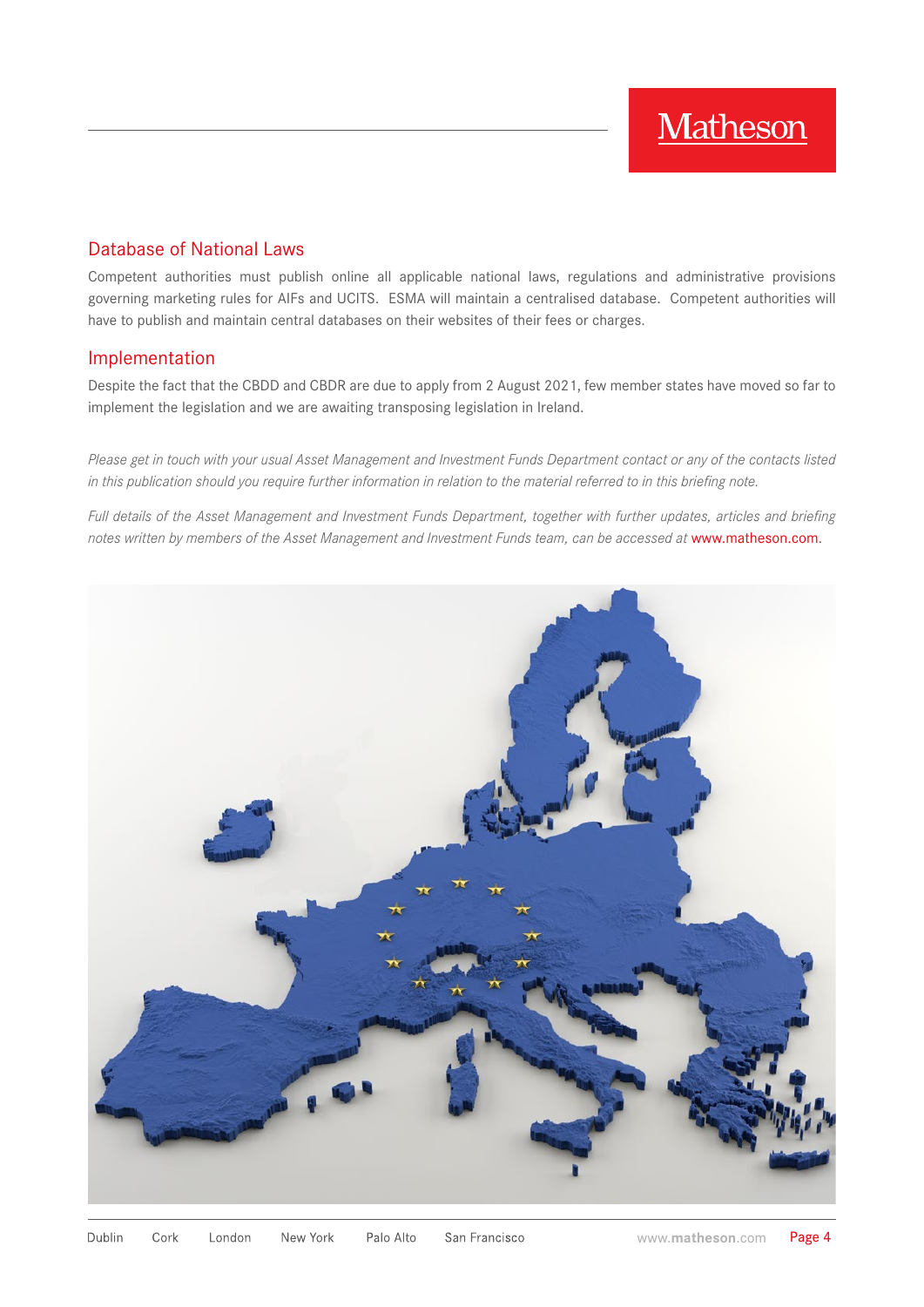## Database of National Laws

Competent authorities must publish online all applicable national laws, regulations and administrative provisions governing marketing rules for AIFs and UCITS. ESMA will maintain a centralised database. Competent authorities will have to publish and maintain central databases on their websites of their fees or charges.

## Implementation

Despite the fact that the CBDD and CBDR are due to apply from 2 August 2021, few member states have moved so far to implement the legislation and we are awaiting transposing legislation in Ireland.

*Please get in touch with your usual Asset Management and Investment Funds Department contact or any of the contacts listed in this publication should you require further information in relation to the material referred to in this briefing note.*

*Full details of the Asset Management and Investment Funds Department, together with further updates, articles and briefing notes written by members of the Asset Management and Investment Funds team, can be accessed at* www.matheson.com.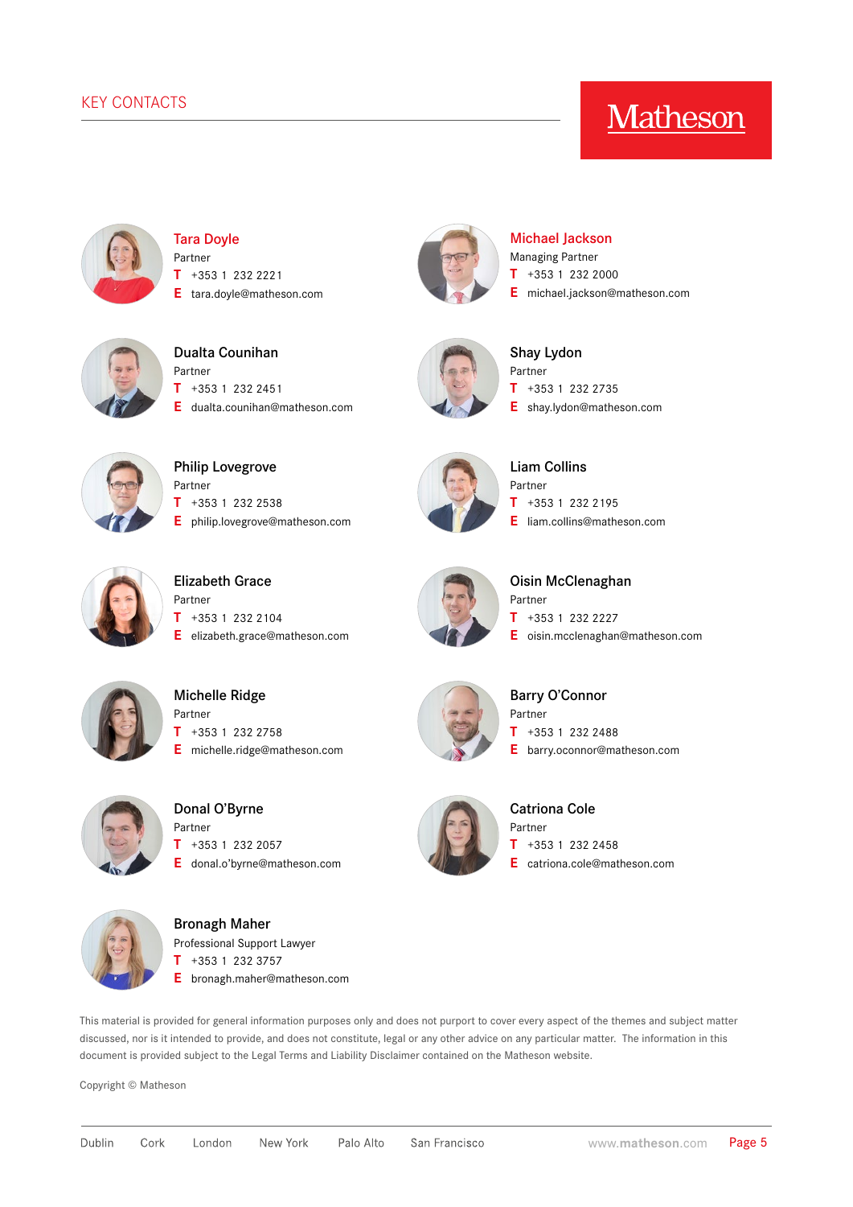## KEY CONTACTS

Matheson

**Tara Doyle**
Partner
T +353 1 232 2221
E tara.doyle@matheson.com

**Michael Jackson**
Managing Partner
T +353 1 232 2000
E michael.jackson@matheson.com

**Dualta Counihan**
Partner
T +353 1 232 2451
E dualta.counihan@matheson.com

**Shay Lydon**
Partner
T +353 1 232 2735
E shay.lydon@matheson.com

**Philip Lovegrove**
Partner
T +353 1 232 2538
E philip.lovegrove@matheson.com

**Liam Collins**
Partner
T +353 1 232 2195
E liam.collins@matheson.com

**Elizabeth Grace**
Partner
T +353 1 232 2104
E elizabeth.grace@matheson.com

**Oisin McClenaghan**
Partner
T +353 1 232 2227
E oisin.mcclenaghan@matheson.com

**Michelle Ridge**
Partner
T +353 1 232 2758
E michelle.ridge@matheson.com

**Barry O'Connor**
Partner
T +353 1 232 2488
E barry.oconnor@matheson.com

**Donal O'Byrne**
Partner
T +353 1 232 2057
E donal.o'byrne@matheson.com

**Catriona Cole**
Partner
T +353 1 232 2458
E catriona.cole@matheson.com

**Bronagh Maher**
Professional Support Lawyer
T +353 1 232 3757
E bronagh.maher@matheson.com

This material is provided for general information purposes only and does not purport to cover every aspect of the themes and subject matter discussed, nor is it intended to provide, and does not constitute, legal or any other advice on any particular matter. The information in this document is provided subject to the Legal Terms and Liability Disclaimer contained on the Matheson website.

Copyright © Matheson

Dublin Cork London New York Palo Alto San Francisco www.matheson.com